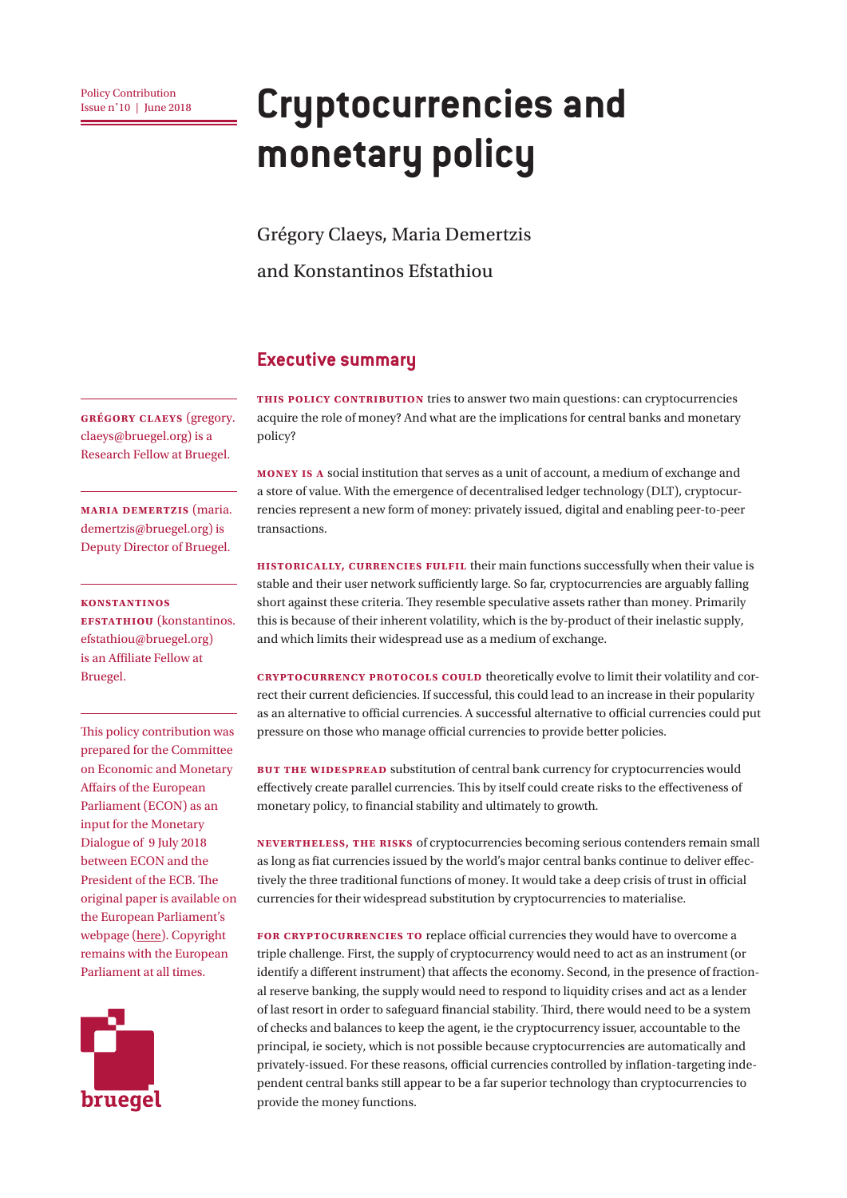Policy Contribution
Issue n˚10 | June 2018

# Cryptocurrencies and monetary policy

Grégory Claeys, Maria Demertzis and Konstantinos Efstathiou

**GRÉGORY CLAEYS** (gregory.claeys@bruegel.org) is a Research Fellow at Bruegel.

**MARIA DEMERTZIS** (maria.demertzis@bruegel.org) is Deputy Director of Bruegel.

**KONSTANTINOS EFSTATHIOU** (konstantinos.efstathiou@bruegel.org) is an Affiliate Fellow at Bruegel.

This policy contribution was prepared for the Committee on Economic and Monetary Affairs of the European Parliament (ECON) as an input for the Monetary Dialogue of 9 July 2018 between ECON and the President of the ECB. The original paper is available on the European Parliament's webpage (here). Copyright remains with the European Parliament at all times.

## Executive summary

**THIS POLICY CONTRIBUTION** tries to answer two main questions: can cryptocurrencies acquire the role of money? And what are the implications for central banks and monetary policy?

**MONEY IS A** social institution that serves as a unit of account, a medium of exchange and a store of value. With the emergence of decentralised ledger technology (DLT), cryptocurrencies represent a new form of money: privately issued, digital and enabling peer-to-peer transactions.

**HISTORICALLY, CURRENCIES FULFIL** their main functions successfully when their value is stable and their user network sufficiently large. So far, cryptocurrencies are arguably falling short against these criteria. They resemble speculative assets rather than money. Primarily this is because of their inherent volatility, which is the by-product of their inelastic supply, and which limits their widespread use as a medium of exchange.

**CRYPTOCURRENCY PROTOCOLS COULD** theoretically evolve to limit their volatility and correct their current deficiencies. If successful, this could lead to an increase in their popularity as an alternative to official currencies. A successful alternative to official currencies could put pressure on those who manage official currencies to provide better policies.

**BUT THE WIDESPREAD** substitution of central bank currency for cryptocurrencies would effectively create parallel currencies. This by itself could create risks to the effectiveness of monetary policy, to financial stability and ultimately to growth.

**NEVERTHELESS, THE RISKS** of cryptocurrencies becoming serious contenders remain small as long as fiat currencies issued by the world's major central banks continue to deliver effectively the three traditional functions of money. It would take a deep crisis of trust in official currencies for their widespread substitution by cryptocurrencies to materialise.

**FOR CRYPTOCURRENCIES TO** replace official currencies they would have to overcome a triple challenge. First, the supply of cryptocurrency would need to act as an instrument (or identify a different instrument) that affects the economy. Second, in the presence of fractional reserve banking, the supply would need to respond to liquidity crises and act as a lender of last resort in order to safeguard financial stability. Third, there would need to be a system of checks and balances to keep the agent, ie the cryptocurrency issuer, accountable to the principal, ie society, which is not possible because cryptocurrencies are automatically and privately-issued. For these reasons, official currencies controlled by inflation-targeting independent central banks still appear to be a far superior technology than cryptocurrencies to provide the money functions.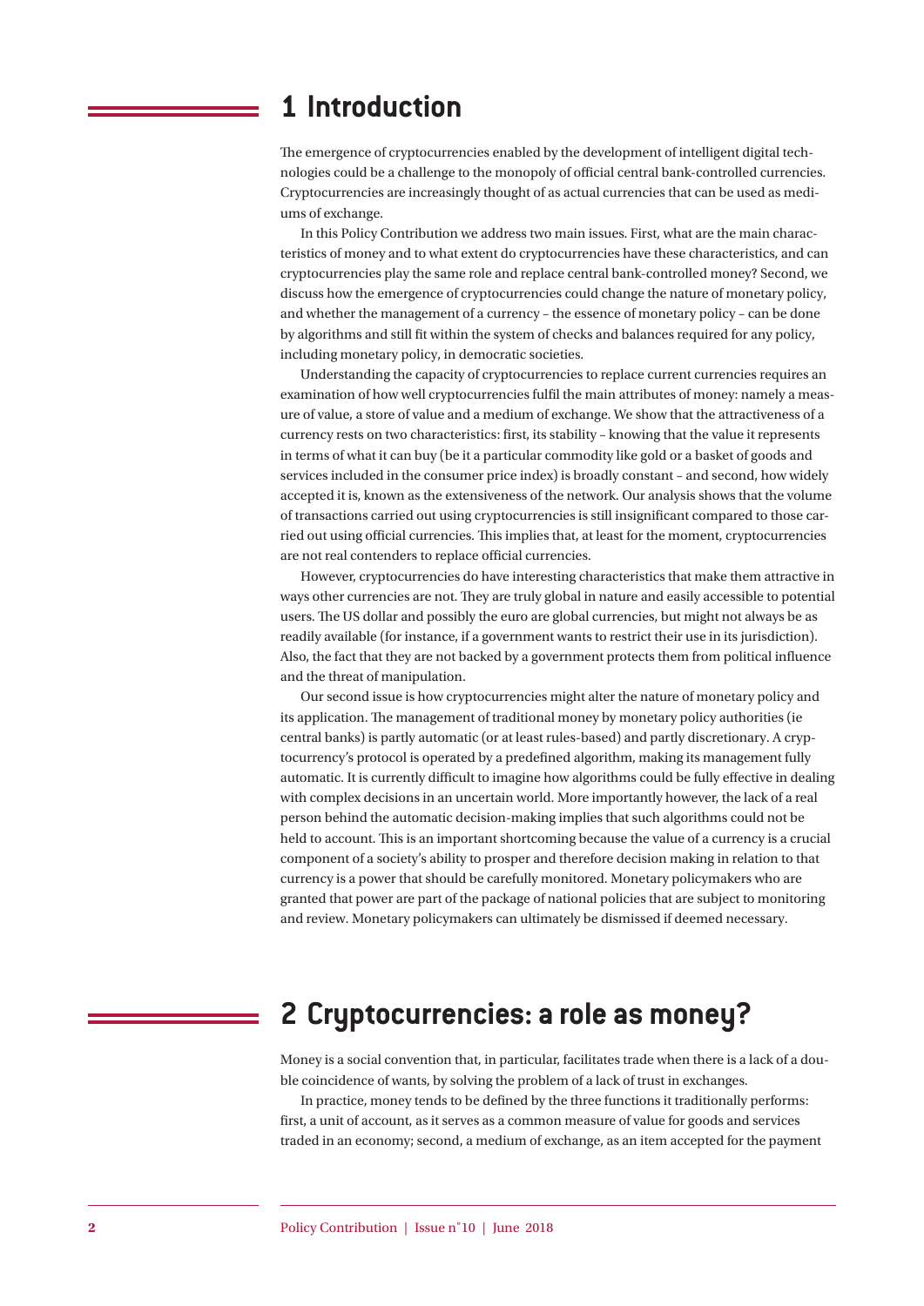# 1 Introduction

The emergence of cryptocurrencies enabled by the development of intelligent digital technologies could be a challenge to the monopoly of official central bank-controlled currencies. Cryptocurrencies are increasingly thought of as actual currencies that can be used as mediums of exchange.

In this Policy Contribution we address two main issues. First, what are the main characteristics of money and to what extent do cryptocurrencies have these characteristics, and can cryptocurrencies play the same role and replace central bank-controlled money? Second, we discuss how the emergence of cryptocurrencies could change the nature of monetary policy, and whether the management of a currency – the essence of monetary policy – can be done by algorithms and still fit within the system of checks and balances required for any policy, including monetary policy, in democratic societies.

Understanding the capacity of cryptocurrencies to replace current currencies requires an examination of how well cryptocurrencies fulfil the main attributes of money: namely a measure of value, a store of value and a medium of exchange. We show that the attractiveness of a currency rests on two characteristics: first, its stability – knowing that the value it represents in terms of what it can buy (be it a particular commodity like gold or a basket of goods and services included in the consumer price index) is broadly constant – and second, how widely accepted it is, known as the extensiveness of the network. Our analysis shows that the volume of transactions carried out using cryptocurrencies is still insignificant compared to those carried out using official currencies. This implies that, at least for the moment, cryptocurrencies are not real contenders to replace official currencies.

However, cryptocurrencies do have interesting characteristics that make them attractive in ways other currencies are not. They are truly global in nature and easily accessible to potential users. The US dollar and possibly the euro are global currencies, but might not always be as readily available (for instance, if a government wants to restrict their use in its jurisdiction). Also, the fact that they are not backed by a government protects them from political influence and the threat of manipulation.

Our second issue is how cryptocurrencies might alter the nature of monetary policy and its application. The management of traditional money by monetary policy authorities (ie central banks) is partly automatic (or at least rules-based) and partly discretionary. A cryptocurrency's protocol is operated by a predefined algorithm, making its management fully automatic. It is currently difficult to imagine how algorithms could be fully effective in dealing with complex decisions in an uncertain world. More importantly however, the lack of a real person behind the automatic decision-making implies that such algorithms could not be held to account. This is an important shortcoming because the value of a currency is a crucial component of a society's ability to prosper and therefore decision making in relation to that currency is a power that should be carefully monitored. Monetary policymakers who are granted that power are part of the package of national policies that are subject to monitoring and review. Monetary policymakers can ultimately be dismissed if deemed necessary.

# 2 Cryptocurrencies: a role as money?

Money is a social convention that, in particular, facilitates trade when there is a lack of a double coincidence of wants, by solving the problem of a lack of trust in exchanges.

In practice, money tends to be defined by the three functions it traditionally performs: first, a unit of account, as it serves as a common measure of value for goods and services traded in an economy; second, a medium of exchange, as an item accepted for the payment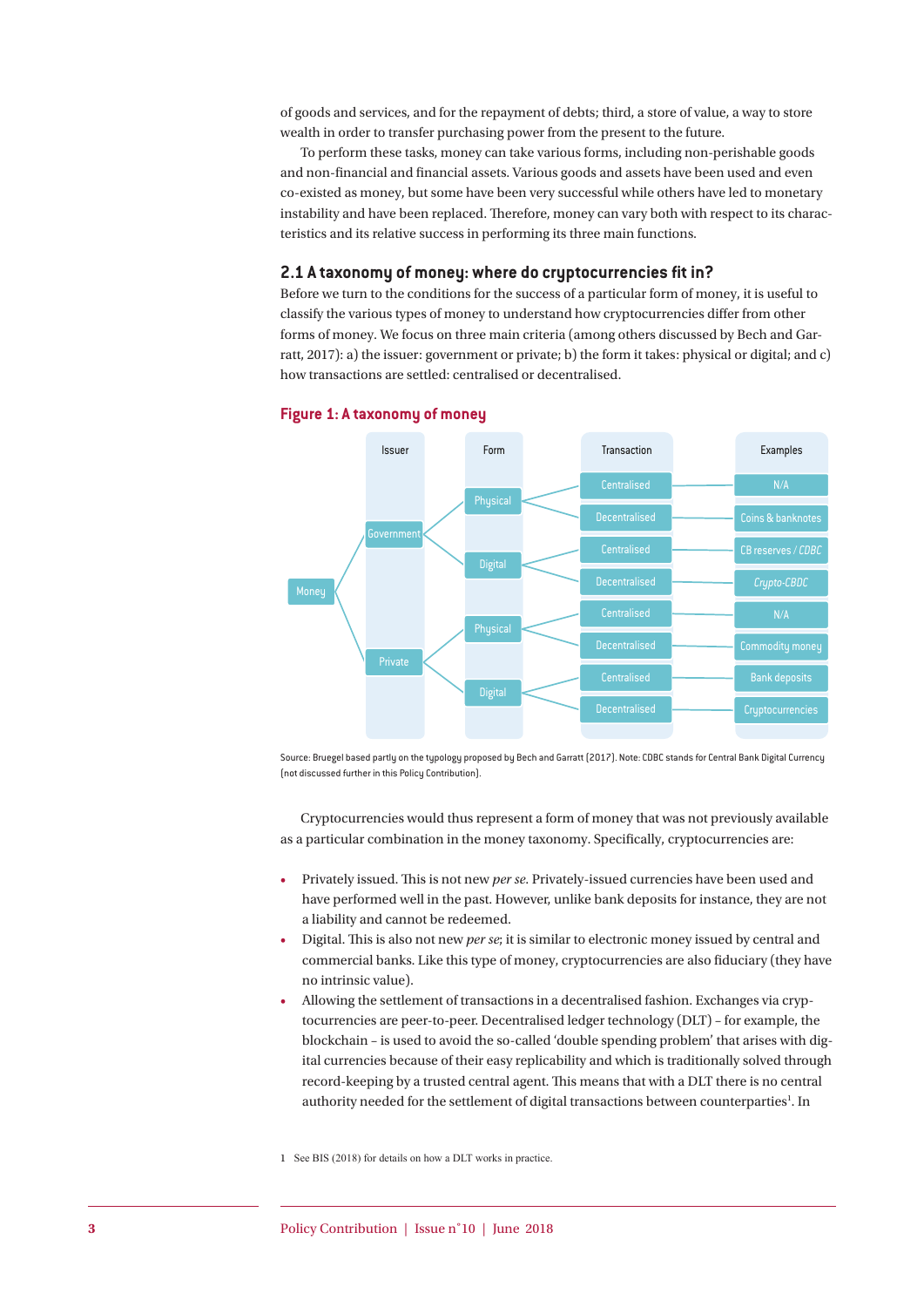of goods and services, and for the repayment of debts; third, a store of value, a way to store wealth in order to transfer purchasing power from the present to the future.

To perform these tasks, money can take various forms, including non-perishable goods and non-financial and financial assets. Various goods and assets have been used and even co-existed as money, but some have been very successful while others have led to monetary instability and have been replaced. Therefore, money can vary both with respect to its characteristics and its relative success in performing its three main functions.

## 2.1 A taxonomy of money: where do cryptocurrencies fit in?

Before we turn to the conditions for the success of a particular form of money, it is useful to classify the various types of money to understand how cryptocurrencies differ from other forms of money. We focus on three main criteria (among others discussed by Bech and Garratt, 2017): a) the issuer: government or private; b) the form it takes: physical or digital; and c) how transactions are settled: centralised or decentralised.

**Figure 1: A taxonomy of money**

| Issuer | Form | Transaction | Examples |
|---|---|---|---|
| Government | Physical | Centralised | N/A |
| Government | Physical | Decentralised | Coins & banknotes |
| Government | Digital | Centralised | CB reserves / *CDBC* |
| Government | Digital | Decentralised | *Crypto-CBDC* |
| Private | Physical | Centralised | N/A |
| Private | Physical | Decentralised | Commodity money |
| Private | Digital | Centralised | Bank deposits |
| Private | Digital | Decentralised | Cryptocurrencies |

Source: Bruegel based partly on the typology proposed by Bech and Garratt (2017). Note: CDBC stands for Central Bank Digital Currency (not discussed further in this Policy Contribution).

Cryptocurrencies would thus represent a form of money that was not previously available as a particular combination in the money taxonomy. Specifically, cryptocurrencies are:

- Privately issued. This is not new *per se*. Privately-issued currencies have been used and have performed well in the past. However, unlike bank deposits for instance, they are not a liability and cannot be redeemed.
- Digital. This is also not new *per se*; it is similar to electronic money issued by central and commercial banks. Like this type of money, cryptocurrencies are also fiduciary (they have no intrinsic value).
- Allowing the settlement of transactions in a decentralised fashion. Exchanges via cryptocurrencies are peer-to-peer. Decentralised ledger technology (DLT) – for example, the blockchain – is used to avoid the so-called 'double spending problem' that arises with digital currencies because of their easy replicability and which is traditionally solved through record-keeping by a trusted central agent. This means that with a DLT there is no central authority needed for the settlement of digital transactions between counterparties[1]. In

1 See BIS (2018) for details on how a DLT works in practice.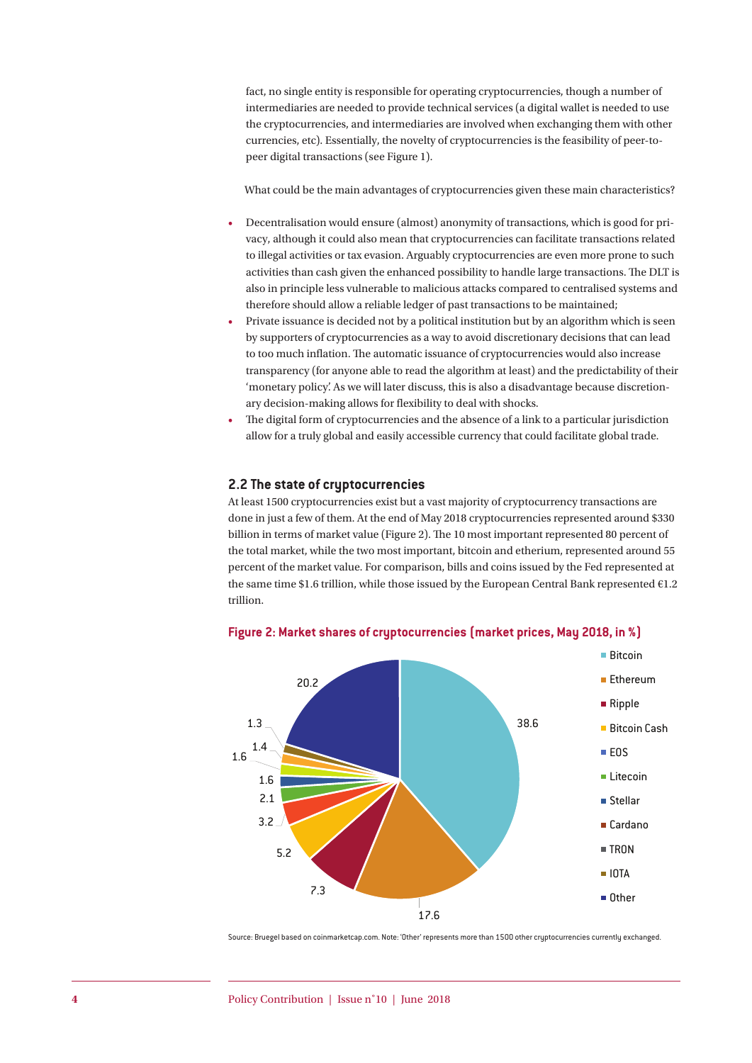fact, no single entity is responsible for operating cryptocurrencies, though a number of intermediaries are needed to provide technical services (a digital wallet is needed to use the cryptocurrencies, and intermediaries are involved when exchanging them with other currencies, etc). Essentially, the novelty of cryptocurrencies is the feasibility of peer-to-peer digital transactions (see Figure 1).

What could be the main advantages of cryptocurrencies given these main characteristics?

- Decentralisation would ensure (almost) anonymity of transactions, which is good for privacy, although it could also mean that cryptocurrencies can facilitate transactions related to illegal activities or tax evasion. Arguably cryptocurrencies are even more prone to such activities than cash given the enhanced possibility to handle large transactions. The DLT is also in principle less vulnerable to malicious attacks compared to centralised systems and therefore should allow a reliable ledger of past transactions to be maintained;
- Private issuance is decided not by a political institution but by an algorithm which is seen by supporters of cryptocurrencies as a way to avoid discretionary decisions that can lead to too much inflation. The automatic issuance of cryptocurrencies would also increase transparency (for anyone able to read the algorithm at least) and the predictability of their 'monetary policy'. As we will later discuss, this is also a disadvantage because discretionary decision-making allows for flexibility to deal with shocks.
- The digital form of cryptocurrencies and the absence of a link to a particular jurisdiction allow for a truly global and easily accessible currency that could facilitate global trade.

## 2.2 The state of cryptocurrencies

At least 1500 cryptocurrencies exist but a vast majority of cryptocurrency transactions are done in just a few of them. At the end of May 2018 cryptocurrencies represented around $330 billion in terms of market value (Figure 2). The 10 most important represented 80 percent of the total market, while the two most important, bitcoin and etherium, represented around 55 percent of the market value. For comparison, bills and coins issued by the Fed represented at the same time $1.6 trillion, while those issued by the European Central Bank represented €1.2 trillion.

**Figure 2: Market shares of cryptocurrencies (market prices, May 2018, in %)**

| Cryptocurrency | Share (%) |
|---|---|
| Bitcoin | 38.6 |
| Ethereum | 17.6 |
| Ripple | 7.3 |
| Bitcoin Cash | 5.2 |
| EOS | 3.2 |
| Litecoin | 2.1 |
| Stellar | 1.6 |
| Cardano | 1.6 |
| TRON | 1.4 |
| IOTA | 1.3 |
| Other | 20.2 |

Source: Bruegel based on coinmarketcap.com. Note: 'Other' represents more than 1500 other cryptocurrencies currently exchanged.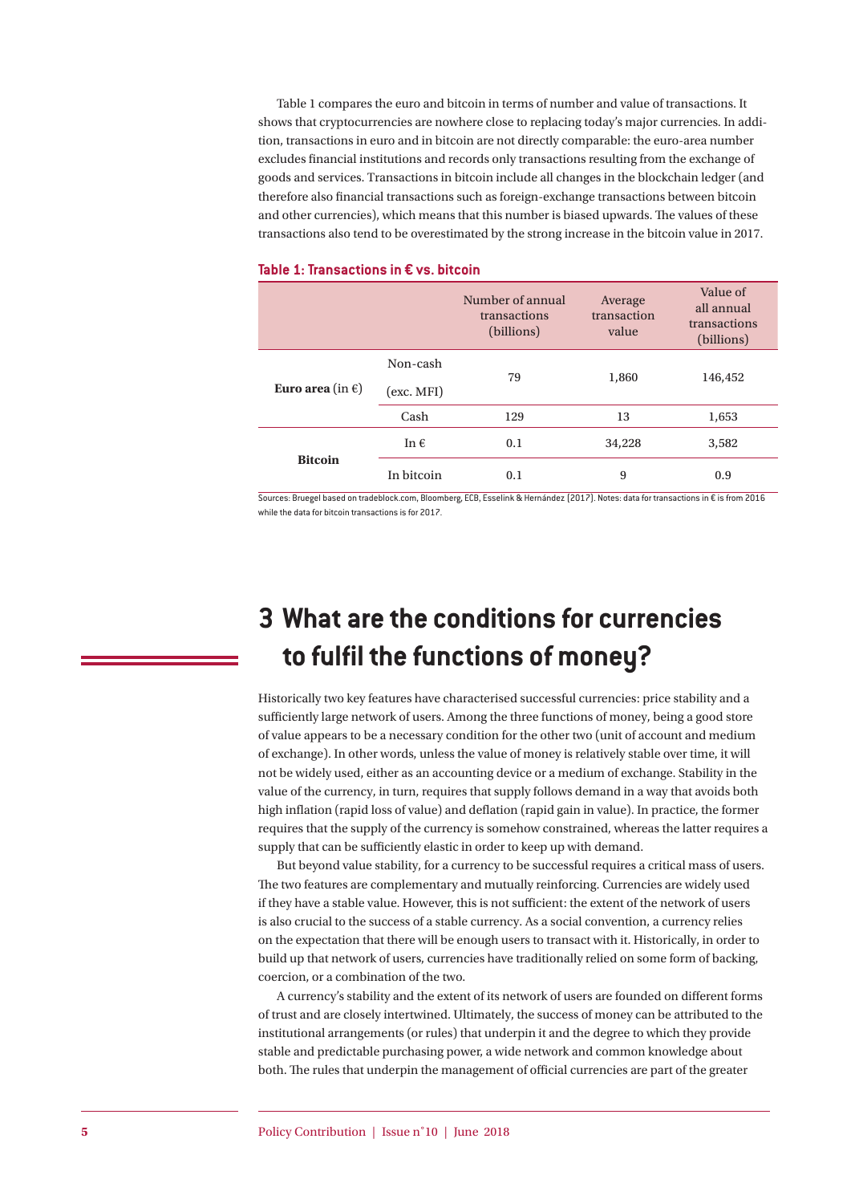Table 1 compares the euro and bitcoin in terms of number and value of transactions. It shows that cryptocurrencies are nowhere close to replacing today's major currencies. In addition, transactions in euro and in bitcoin are not directly comparable: the euro-area number excludes financial institutions and records only transactions resulting from the exchange of goods and services. Transactions in bitcoin include all changes in the blockchain ledger (and therefore also financial transactions such as foreign-exchange transactions between bitcoin and other currencies), which means that this number is biased upwards. The values of these transactions also tend to be overestimated by the strong increase in the bitcoin value in 2017.

**Table 1: Transactions in € vs. bitcoin**

| | | Number of annual transactions (billions) | Average transaction value | Value of all annual transactions (billions) |
|---|---|---|---|---|
| **Euro area** (in €) | Non-cash (exc. MFI) | 79 | 1,860 | 146,452 |
| | Cash | 129 | 13 | 1,653 |
| **Bitcoin** | In € | 0.1 | 34,228 | 3,582 |
| | In bitcoin | 0.1 | 9 | 0.9 |

Sources: Bruegel based on tradeblock.com, Bloomberg, ECB, Esselink & Hernández (2017). Notes: data for transactions in € is from 2016 while the data for bitcoin transactions is for 2017.

# 3 What are the conditions for currencies to fulfil the functions of money?

Historically two key features have characterised successful currencies: price stability and a sufficiently large network of users. Among the three functions of money, being a good store of value appears to be a necessary condition for the other two (unit of account and medium of exchange). In other words, unless the value of money is relatively stable over time, it will not be widely used, either as an accounting device or a medium of exchange. Stability in the value of the currency, in turn, requires that supply follows demand in a way that avoids both high inflation (rapid loss of value) and deflation (rapid gain in value). In practice, the former requires that the supply of the currency is somehow constrained, whereas the latter requires a supply that can be sufficiently elastic in order to keep up with demand.

But beyond value stability, for a currency to be successful requires a critical mass of users. The two features are complementary and mutually reinforcing. Currencies are widely used if they have a stable value. However, this is not sufficient: the extent of the network of users is also crucial to the success of a stable currency. As a social convention, a currency relies on the expectation that there will be enough users to transact with it. Historically, in order to build up that network of users, currencies have traditionally relied on some form of backing, coercion, or a combination of the two.

A currency's stability and the extent of its network of users are founded on different forms of trust and are closely intertwined. Ultimately, the success of money can be attributed to the institutional arrangements (or rules) that underpin it and the degree to which they provide stable and predictable purchasing power, a wide network and common knowledge about both. The rules that underpin the management of official currencies are part of the greater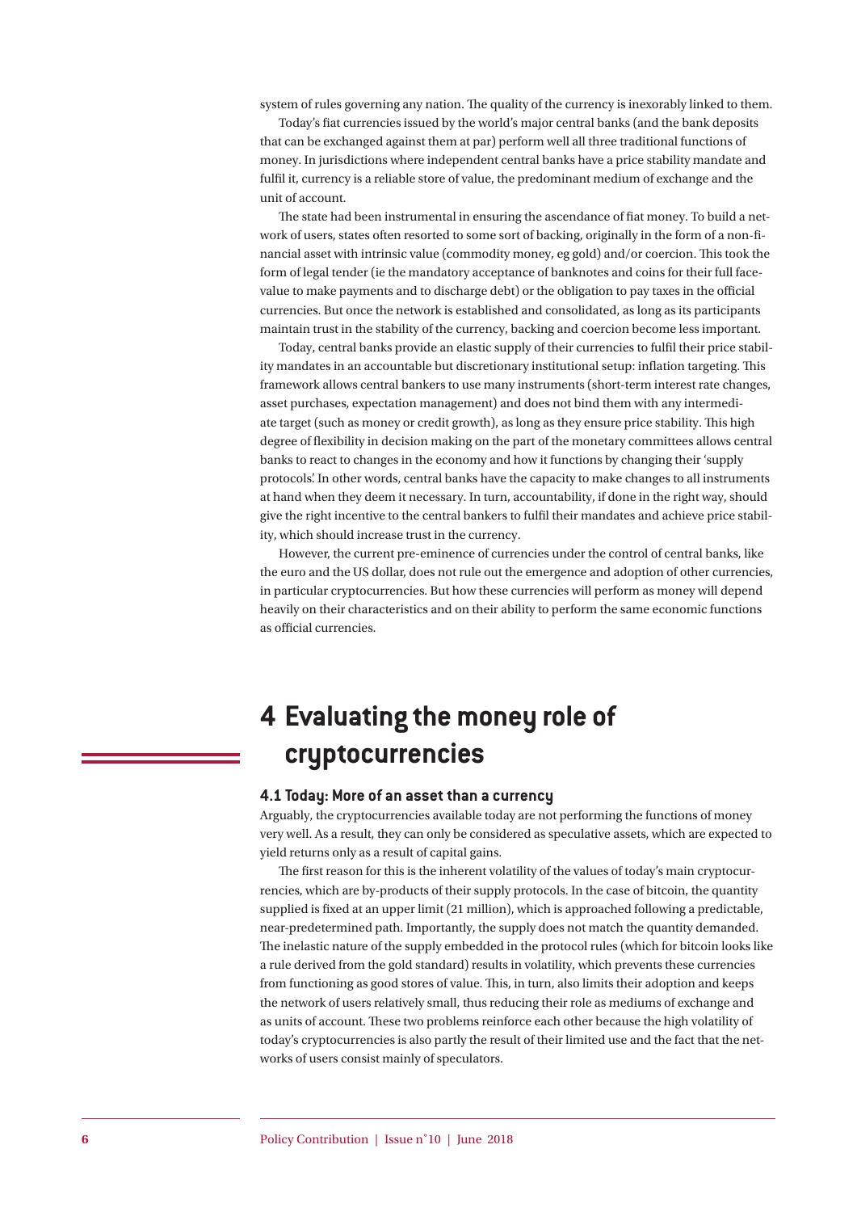system of rules governing any nation. The quality of the currency is inexorably linked to them.

Today's fiat currencies issued by the world's major central banks (and the bank deposits that can be exchanged against them at par) perform well all three traditional functions of money. In jurisdictions where independent central banks have a price stability mandate and fulfil it, currency is a reliable store of value, the predominant medium of exchange and the unit of account.

The state had been instrumental in ensuring the ascendance of fiat money. To build a network of users, states often resorted to some sort of backing, originally in the form of a non-financial asset with intrinsic value (commodity money, eg gold) and/or coercion. This took the form of legal tender (ie the mandatory acceptance of banknotes and coins for their full face-value to make payments and to discharge debt) or the obligation to pay taxes in the official currencies. But once the network is established and consolidated, as long as its participants maintain trust in the stability of the currency, backing and coercion become less important.

Today, central banks provide an elastic supply of their currencies to fulfil their price stability mandates in an accountable but discretionary institutional setup: inflation targeting. This framework allows central bankers to use many instruments (short-term interest rate changes, asset purchases, expectation management) and does not bind them with any intermediate target (such as money or credit growth), as long as they ensure price stability. This high degree of flexibility in decision making on the part of the monetary committees allows central banks to react to changes in the economy and how it functions by changing their 'supply protocols'. In other words, central banks have the capacity to make changes to all instruments at hand when they deem it necessary. In turn, accountability, if done in the right way, should give the right incentive to the central bankers to fulfil their mandates and achieve price stability, which should increase trust in the currency.

However, the current pre-eminence of currencies under the control of central banks, like the euro and the US dollar, does not rule out the emergence and adoption of other currencies, in particular cryptocurrencies. But how these currencies will perform as money will depend heavily on their characteristics and on their ability to perform the same economic functions as official currencies.

# 4 Evaluating the money role of cryptocurrencies

## 4.1 Today: More of an asset than a currency

Arguably, the cryptocurrencies available today are not performing the functions of money very well. As a result, they can only be considered as speculative assets, which are expected to yield returns only as a result of capital gains.

The first reason for this is the inherent volatility of the values of today's main cryptocurrencies, which are by-products of their supply protocols. In the case of bitcoin, the quantity supplied is fixed at an upper limit (21 million), which is approached following a predictable, near-predetermined path. Importantly, the supply does not match the quantity demanded. The inelastic nature of the supply embedded in the protocol rules (which for bitcoin looks like a rule derived from the gold standard) results in volatility, which prevents these currencies from functioning as good stores of value. This, in turn, also limits their adoption and keeps the network of users relatively small, thus reducing their role as mediums of exchange and as units of account. These two problems reinforce each other because the high volatility of today's cryptocurrencies is also partly the result of their limited use and the fact that the networks of users consist mainly of speculators.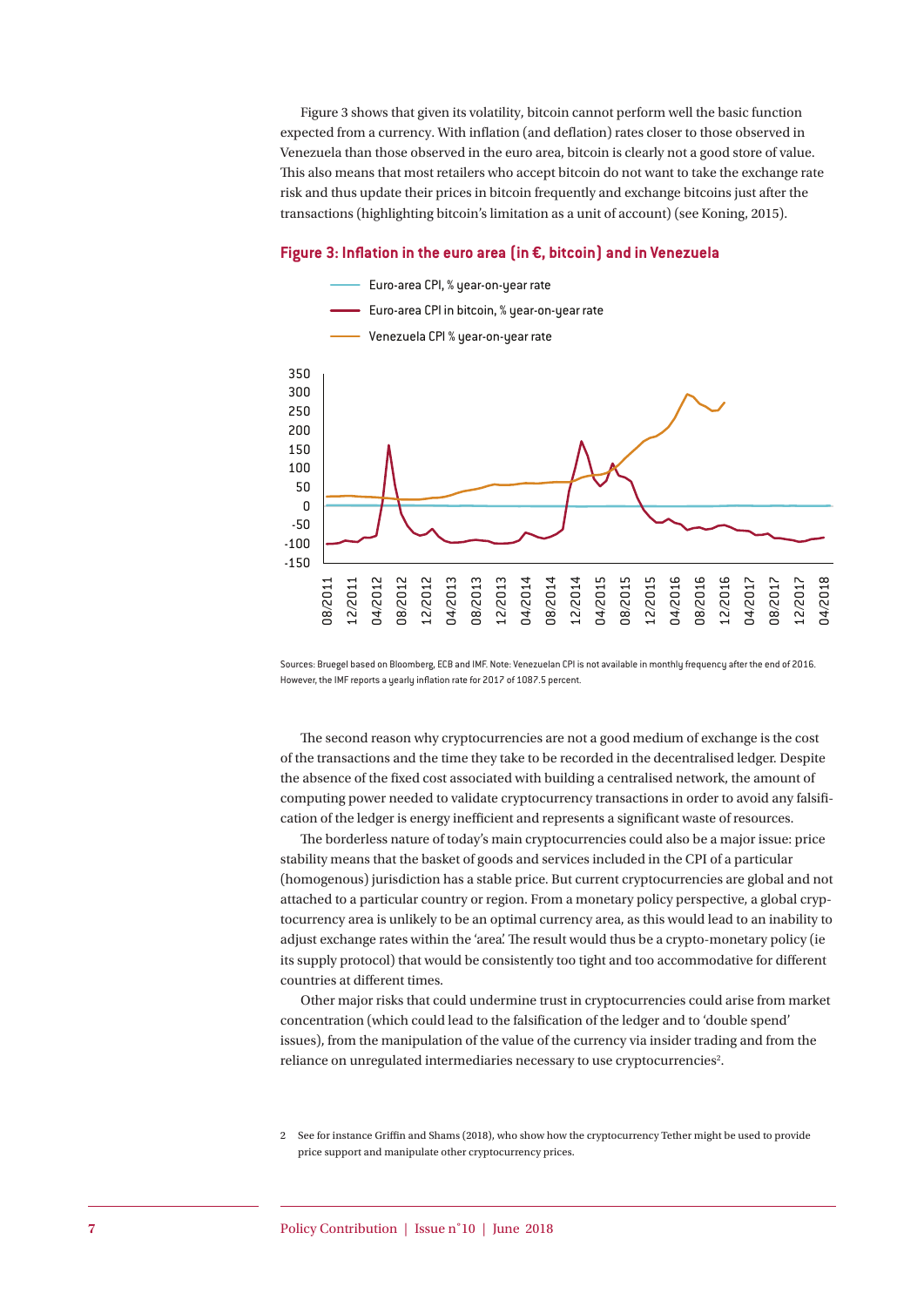Figure 3 shows that given its volatility, bitcoin cannot perform well the basic function expected from a currency. With inflation (and deflation) rates closer to those observed in Venezuela than those observed in the euro area, bitcoin is clearly not a good store of value. This also means that most retailers who accept bitcoin do not want to take the exchange rate risk and thus update their prices in bitcoin frequently and exchange bitcoins just after the transactions (highlighting bitcoin's limitation as a unit of account) (see Koning, 2015).

### Figure 3: Inflation in the euro area (in €, bitcoin) and in Venezuela

Sources: Bruegel based on Bloomberg, ECB and IMF. Note: Venezuelan CPI is not available in monthly frequency after the end of 2016. However, the IMF reports a yearly inflation rate for 2017 of 1087.5 percent.

The second reason why cryptocurrencies are not a good medium of exchange is the cost of the transactions and the time they take to be recorded in the decentralised ledger. Despite the absence of the fixed cost associated with building a centralised network, the amount of computing power needed to validate cryptocurrency transactions in order to avoid any falsification of the ledger is energy inefficient and represents a significant waste of resources.

The borderless nature of today's main cryptocurrencies could also be a major issue: price stability means that the basket of goods and services included in the CPI of a particular (homogenous) jurisdiction has a stable price. But current cryptocurrencies are global and not attached to a particular country or region. From a monetary policy perspective, a global cryptocurrency area is unlikely to be an optimal currency area, as this would lead to an inability to adjust exchange rates within the 'area'. The result would thus be a crypto-monetary policy (ie its supply protocol) that would be consistently too tight and too accommodative for different countries at different times.

Other major risks that could undermine trust in cryptocurrencies could arise from market concentration (which could lead to the falsification of the ledger and to 'double spend' issues), from the manipulation of the value of the currency via insider trading and from the reliance on unregulated intermediaries necessary to use cryptocurrencies[2].

2 See for instance Griffin and Shams (2018), who show how the cryptocurrency Tether might be used to provide price support and manipulate other cryptocurrency prices.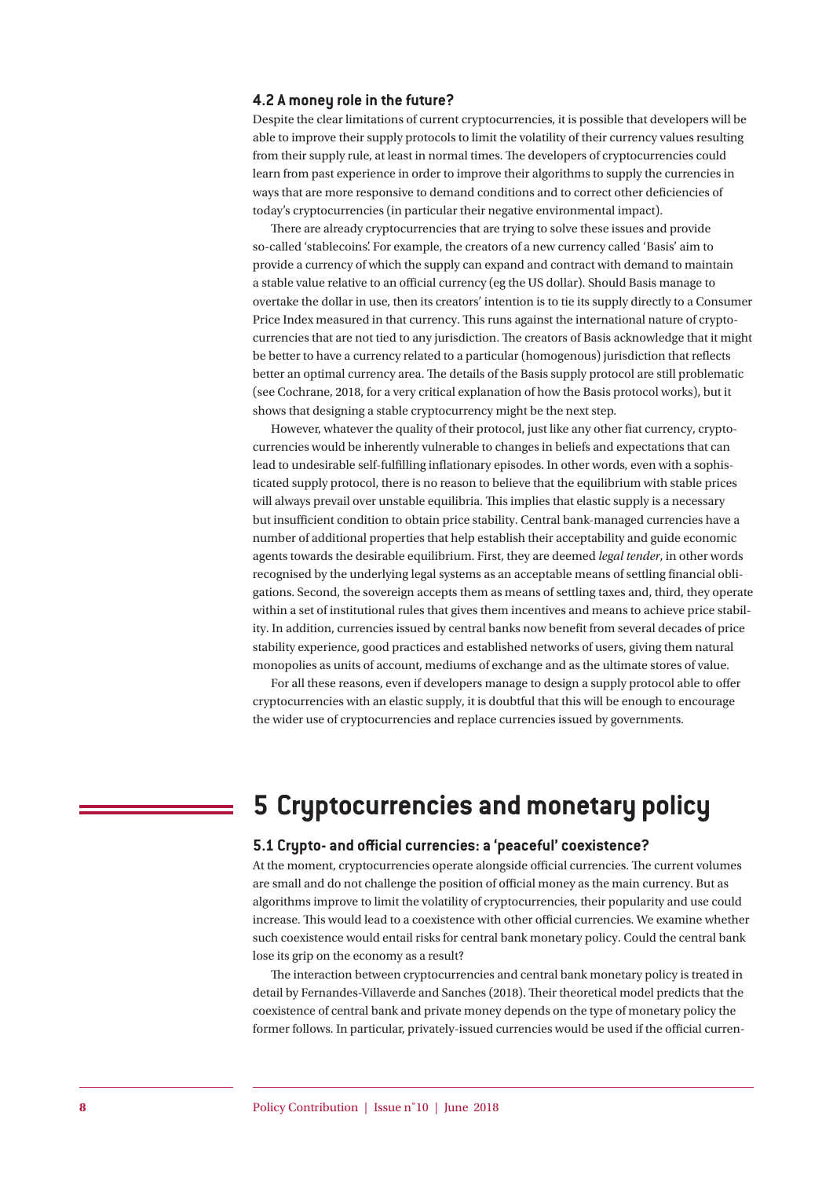### 4.2 A money role in the future?

Despite the clear limitations of current cryptocurrencies, it is possible that developers will be able to improve their supply protocols to limit the volatility of their currency values resulting from their supply rule, at least in normal times. The developers of cryptocurrencies could learn from past experience in order to improve their algorithms to supply the currencies in ways that are more responsive to demand conditions and to correct other deficiencies of today's cryptocurrencies (in particular their negative environmental impact).

There are already cryptocurrencies that are trying to solve these issues and provide so-called 'stablecoins'. For example, the creators of a new currency called 'Basis' aim to provide a currency of which the supply can expand and contract with demand to maintain a stable value relative to an official currency (eg the US dollar). Should Basis manage to overtake the dollar in use, then its creators' intention is to tie its supply directly to a Consumer Price Index measured in that currency. This runs against the international nature of cryptocurrencies that are not tied to any jurisdiction. The creators of Basis acknowledge that it might be better to have a currency related to a particular (homogenous) jurisdiction that reflects better an optimal currency area. The details of the Basis supply protocol are still problematic (see Cochrane, 2018, for a very critical explanation of how the Basis protocol works), but it shows that designing a stable cryptocurrency might be the next step.

However, whatever the quality of their protocol, just like any other fiat currency, cryptocurrencies would be inherently vulnerable to changes in beliefs and expectations that can lead to undesirable self-fulfilling inflationary episodes. In other words, even with a sophisticated supply protocol, there is no reason to believe that the equilibrium with stable prices will always prevail over unstable equilibria. This implies that elastic supply is a necessary but insufficient condition to obtain price stability. Central bank-managed currencies have a number of additional properties that help establish their acceptability and guide economic agents towards the desirable equilibrium. First, they are deemed *legal tender*, in other words recognised by the underlying legal systems as an acceptable means of settling financial obligations. Second, the sovereign accepts them as means of settling taxes and, third, they operate within a set of institutional rules that gives them incentives and means to achieve price stability. In addition, currencies issued by central banks now benefit from several decades of price stability experience, good practices and established networks of users, giving them natural monopolies as units of account, mediums of exchange and as the ultimate stores of value.

For all these reasons, even if developers manage to design a supply protocol able to offer cryptocurrencies with an elastic supply, it is doubtful that this will be enough to encourage the wider use of cryptocurrencies and replace currencies issued by governments.

## 5 Cryptocurrencies and monetary policy

### 5.1 Crypto- and official currencies: a 'peaceful' coexistence?

At the moment, cryptocurrencies operate alongside official currencies. The current volumes are small and do not challenge the position of official money as the main currency. But as algorithms improve to limit the volatility of cryptocurrencies, their popularity and use could increase. This would lead to a coexistence with other official currencies. We examine whether such coexistence would entail risks for central bank monetary policy. Could the central bank lose its grip on the economy as a result?

The interaction between cryptocurrencies and central bank monetary policy is treated in detail by Fernandes-Villaverde and Sanches (2018). Their theoretical model predicts that the coexistence of central bank and private money depends on the type of monetary policy the former follows. In particular, privately-issued currencies would be used if the official curren-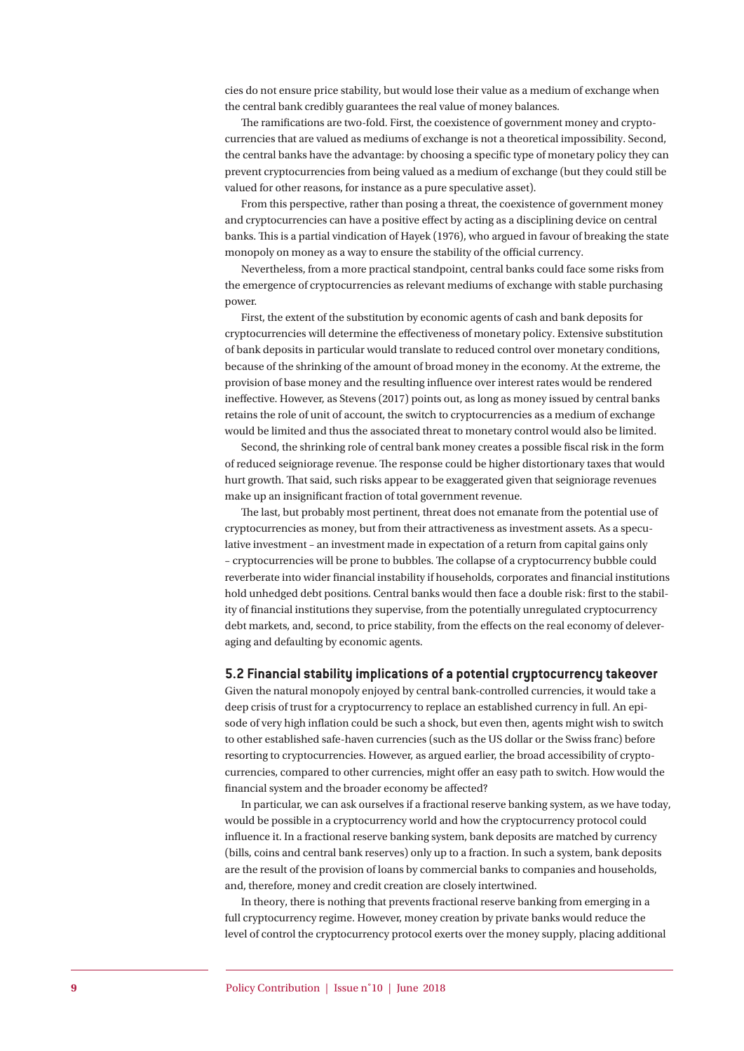cies do not ensure price stability, but would lose their value as a medium of exchange when the central bank credibly guarantees the real value of money balances.

The ramifications are two-fold. First, the coexistence of government money and cryptocurrencies that are valued as mediums of exchange is not a theoretical impossibility. Second, the central banks have the advantage: by choosing a specific type of monetary policy they can prevent cryptocurrencies from being valued as a medium of exchange (but they could still be valued for other reasons, for instance as a pure speculative asset).

From this perspective, rather than posing a threat, the coexistence of government money and cryptocurrencies can have a positive effect by acting as a disciplining device on central banks. This is a partial vindication of Hayek (1976), who argued in favour of breaking the state monopoly on money as a way to ensure the stability of the official currency.

Nevertheless, from a more practical standpoint, central banks could face some risks from the emergence of cryptocurrencies as relevant mediums of exchange with stable purchasing power.

First, the extent of the substitution by economic agents of cash and bank deposits for cryptocurrencies will determine the effectiveness of monetary policy. Extensive substitution of bank deposits in particular would translate to reduced control over monetary conditions, because of the shrinking of the amount of broad money in the economy. At the extreme, the provision of base money and the resulting influence over interest rates would be rendered ineffective. However, as Stevens (2017) points out, as long as money issued by central banks retains the role of unit of account, the switch to cryptocurrencies as a medium of exchange would be limited and thus the associated threat to monetary control would also be limited.

Second, the shrinking role of central bank money creates a possible fiscal risk in the form of reduced seigniorage revenue. The response could be higher distortionary taxes that would hurt growth. That said, such risks appear to be exaggerated given that seigniorage revenues make up an insignificant fraction of total government revenue.

The last, but probably most pertinent, threat does not emanate from the potential use of cryptocurrencies as money, but from their attractiveness as investment assets. As a speculative investment – an investment made in expectation of a return from capital gains only – cryptocurrencies will be prone to bubbles. The collapse of a cryptocurrency bubble could reverberate into wider financial instability if households, corporates and financial institutions hold unhedged debt positions. Central banks would then face a double risk: first to the stability of financial institutions they supervise, from the potentially unregulated cryptocurrency debt markets, and, second, to price stability, from the effects on the real economy of deleveraging and defaulting by economic agents.

## 5.2 Financial stability implications of a potential cryptocurrency takeover

Given the natural monopoly enjoyed by central bank-controlled currencies, it would take a deep crisis of trust for a cryptocurrency to replace an established currency in full. An episode of very high inflation could be such a shock, but even then, agents might wish to switch to other established safe-haven currencies (such as the US dollar or the Swiss franc) before resorting to cryptocurrencies. However, as argued earlier, the broad accessibility of cryptocurrencies, compared to other currencies, might offer an easy path to switch. How would the financial system and the broader economy be affected?

In particular, we can ask ourselves if a fractional reserve banking system, as we have today, would be possible in a cryptocurrency world and how the cryptocurrency protocol could influence it. In a fractional reserve banking system, bank deposits are matched by currency (bills, coins and central bank reserves) only up to a fraction. In such a system, bank deposits are the result of the provision of loans by commercial banks to companies and households, and, therefore, money and credit creation are closely intertwined.

In theory, there is nothing that prevents fractional reserve banking from emerging in a full cryptocurrency regime. However, money creation by private banks would reduce the level of control the cryptocurrency protocol exerts over the money supply, placing additional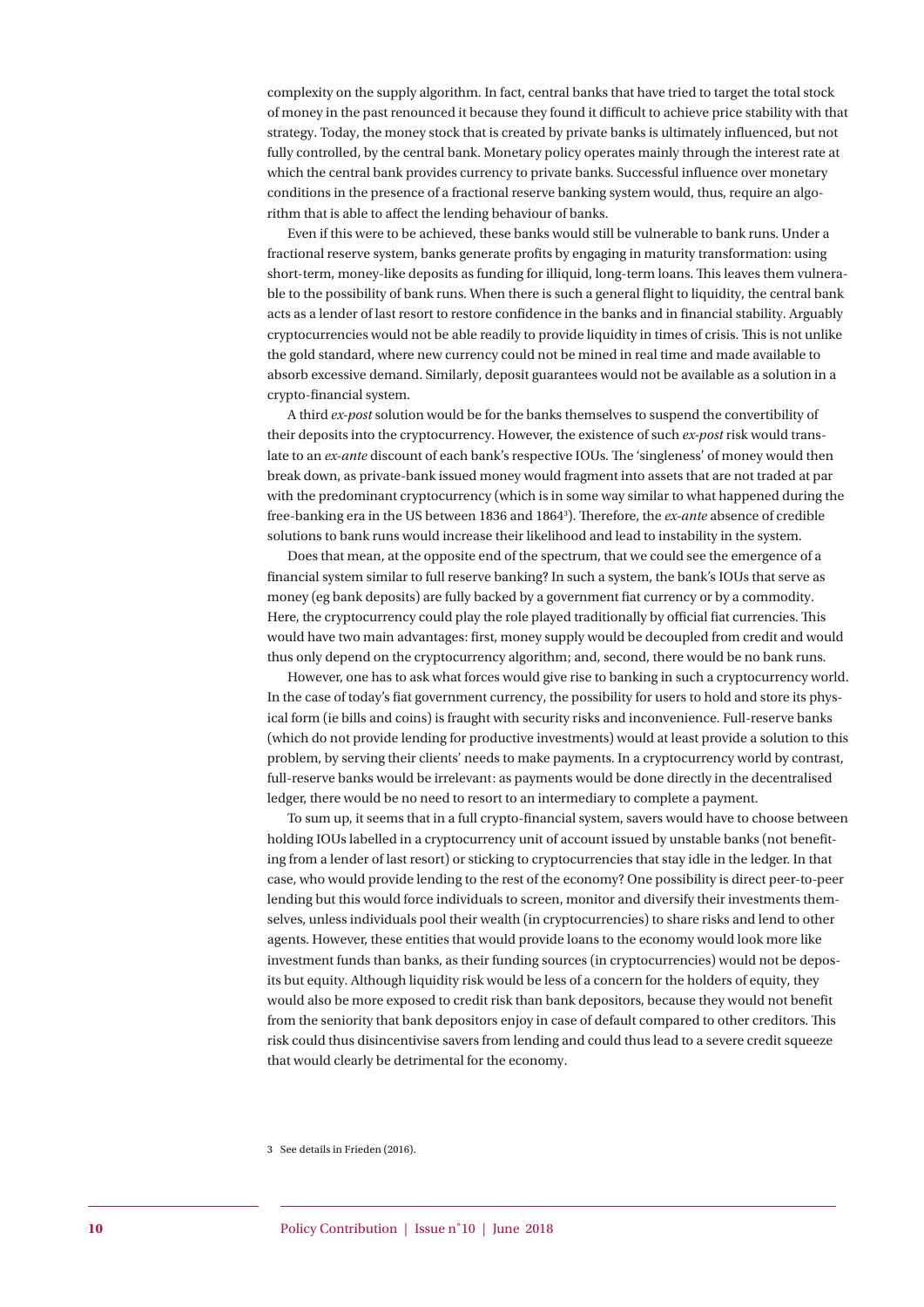complexity on the supply algorithm. In fact, central banks that have tried to target the total stock of money in the past renounced it because they found it difficult to achieve price stability with that strategy. Today, the money stock that is created by private banks is ultimately influenced, but not fully controlled, by the central bank. Monetary policy operates mainly through the interest rate at which the central bank provides currency to private banks. Successful influence over monetary conditions in the presence of a fractional reserve banking system would, thus, require an algorithm that is able to affect the lending behaviour of banks.

Even if this were to be achieved, these banks would still be vulnerable to bank runs. Under a fractional reserve system, banks generate profits by engaging in maturity transformation: using short-term, money-like deposits as funding for illiquid, long-term loans. This leaves them vulnerable to the possibility of bank runs. When there is such a general flight to liquidity, the central bank acts as a lender of last resort to restore confidence in the banks and in financial stability. Arguably cryptocurrencies would not be able readily to provide liquidity in times of crisis. This is not unlike the gold standard, where new currency could not be mined in real time and made available to absorb excessive demand. Similarly, deposit guarantees would not be available as a solution in a crypto-financial system.

A third *ex-post* solution would be for the banks themselves to suspend the convertibility of their deposits into the cryptocurrency. However, the existence of such *ex-post* risk would translate to an *ex-ante* discount of each bank's respective IOUs. The 'singleness' of money would then break down, as private-bank issued money would fragment into assets that are not traded at par with the predominant cryptocurrency (which is in some way similar to what happened during the free-banking era in the US between 1836 and 1864[3]). Therefore, the *ex-ante* absence of credible solutions to bank runs would increase their likelihood and lead to instability in the system.

Does that mean, at the opposite end of the spectrum, that we could see the emergence of a financial system similar to full reserve banking? In such a system, the bank's IOUs that serve as money (eg bank deposits) are fully backed by a government fiat currency or by a commodity. Here, the cryptocurrency could play the role played traditionally by official fiat currencies. This would have two main advantages: first, money supply would be decoupled from credit and would thus only depend on the cryptocurrency algorithm; and, second, there would be no bank runs.

However, one has to ask what forces would give rise to banking in such a cryptocurrency world. In the case of today's fiat government currency, the possibility for users to hold and store its physical form (ie bills and coins) is fraught with security risks and inconvenience. Full-reserve banks (which do not provide lending for productive investments) would at least provide a solution to this problem, by serving their clients' needs to make payments. In a cryptocurrency world by contrast, full-reserve banks would be irrelevant: as payments would be done directly in the decentralised ledger, there would be no need to resort to an intermediary to complete a payment.

To sum up, it seems that in a full crypto-financial system, savers would have to choose between holding IOUs labelled in a cryptocurrency unit of account issued by unstable banks (not benefiting from a lender of last resort) or sticking to cryptocurrencies that stay idle in the ledger. In that case, who would provide lending to the rest of the economy? One possibility is direct peer-to-peer lending but this would force individuals to screen, monitor and diversify their investments themselves, unless individuals pool their wealth (in cryptocurrencies) to share risks and lend to other agents. However, these entities that would provide loans to the economy would look more like investment funds than banks, as their funding sources (in cryptocurrencies) would not be deposits but equity. Although liquidity risk would be less of a concern for the holders of equity, they would also be more exposed to credit risk than bank depositors, because they would not benefit from the seniority that bank depositors enjoy in case of default compared to other creditors. This risk could thus disincentivise savers from lending and could thus lead to a severe credit squeeze that would clearly be detrimental for the economy.

3 See details in Frieden (2016).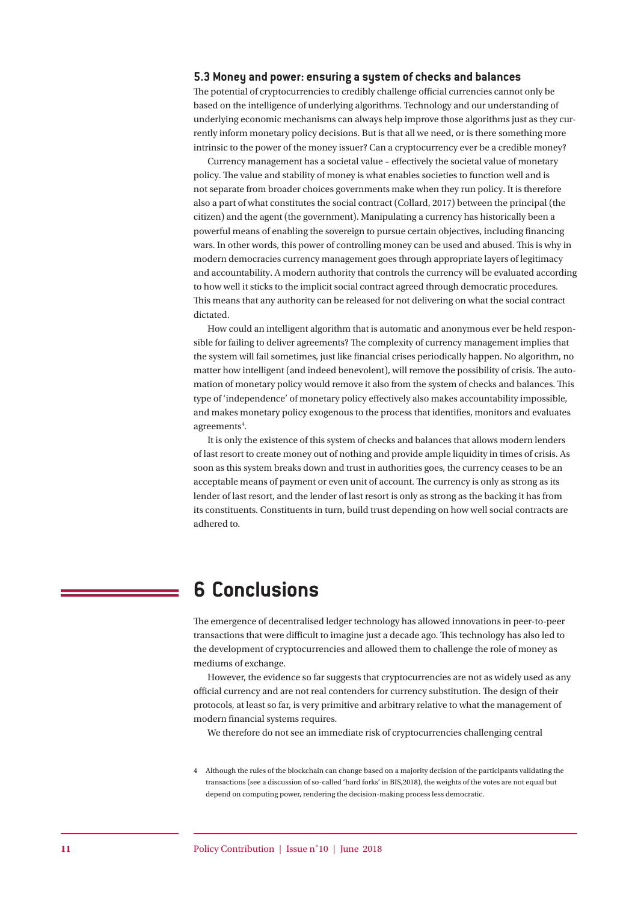### 5.3 Money and power: ensuring a system of checks and balances

The potential of cryptocurrencies to credibly challenge official currencies cannot only be based on the intelligence of underlying algorithms. Technology and our understanding of underlying economic mechanisms can always help improve those algorithms just as they currently inform monetary policy decisions. But is that all we need, or is there something more intrinsic to the power of the money issuer? Can a cryptocurrency ever be a credible money?

Currency management has a societal value – effectively the societal value of monetary policy. The value and stability of money is what enables societies to function well and is not separate from broader choices governments make when they run policy. It is therefore also a part of what constitutes the social contract (Collard, 2017) between the principal (the citizen) and the agent (the government). Manipulating a currency has historically been a powerful means of enabling the sovereign to pursue certain objectives, including financing wars. In other words, this power of controlling money can be used and abused. This is why in modern democracies currency management goes through appropriate layers of legitimacy and accountability. A modern authority that controls the currency will be evaluated according to how well it sticks to the implicit social contract agreed through democratic procedures. This means that any authority can be released for not delivering on what the social contract dictated.

How could an intelligent algorithm that is automatic and anonymous ever be held responsible for failing to deliver agreements? The complexity of currency management implies that the system will fail sometimes, just like financial crises periodically happen. No algorithm, no matter how intelligent (and indeed benevolent), will remove the possibility of crisis. The automation of monetary policy would remove it also from the system of checks and balances. This type of 'independence' of monetary policy effectively also makes accountability impossible, and makes monetary policy exogenous to the process that identifies, monitors and evaluates agreements[4].

It is only the existence of this system of checks and balances that allows modern lenders of last resort to create money out of nothing and provide ample liquidity in times of crisis. As soon as this system breaks down and trust in authorities goes, the currency ceases to be an acceptable means of payment or even unit of account. The currency is only as strong as its lender of last resort, and the lender of last resort is only as strong as the backing it has from its constituents. Constituents in turn, build trust depending on how well social contracts are adhered to.

# 6 Conclusions

The emergence of decentralised ledger technology has allowed innovations in peer-to-peer transactions that were difficult to imagine just a decade ago. This technology has also led to the development of cryptocurrencies and allowed them to challenge the role of money as mediums of exchange.

However, the evidence so far suggests that cryptocurrencies are not as widely used as any official currency and are not real contenders for currency substitution. The design of their protocols, at least so far, is very primitive and arbitrary relative to what the management of modern financial systems requires.

We therefore do not see an immediate risk of cryptocurrencies challenging central

4 Although the rules of the blockchain can change based on a majority decision of the participants validating the transactions (see a discussion of so-called 'hard forks' in BIS,2018), the weights of the votes are not equal but depend on computing power, rendering the decision-making process less democratic.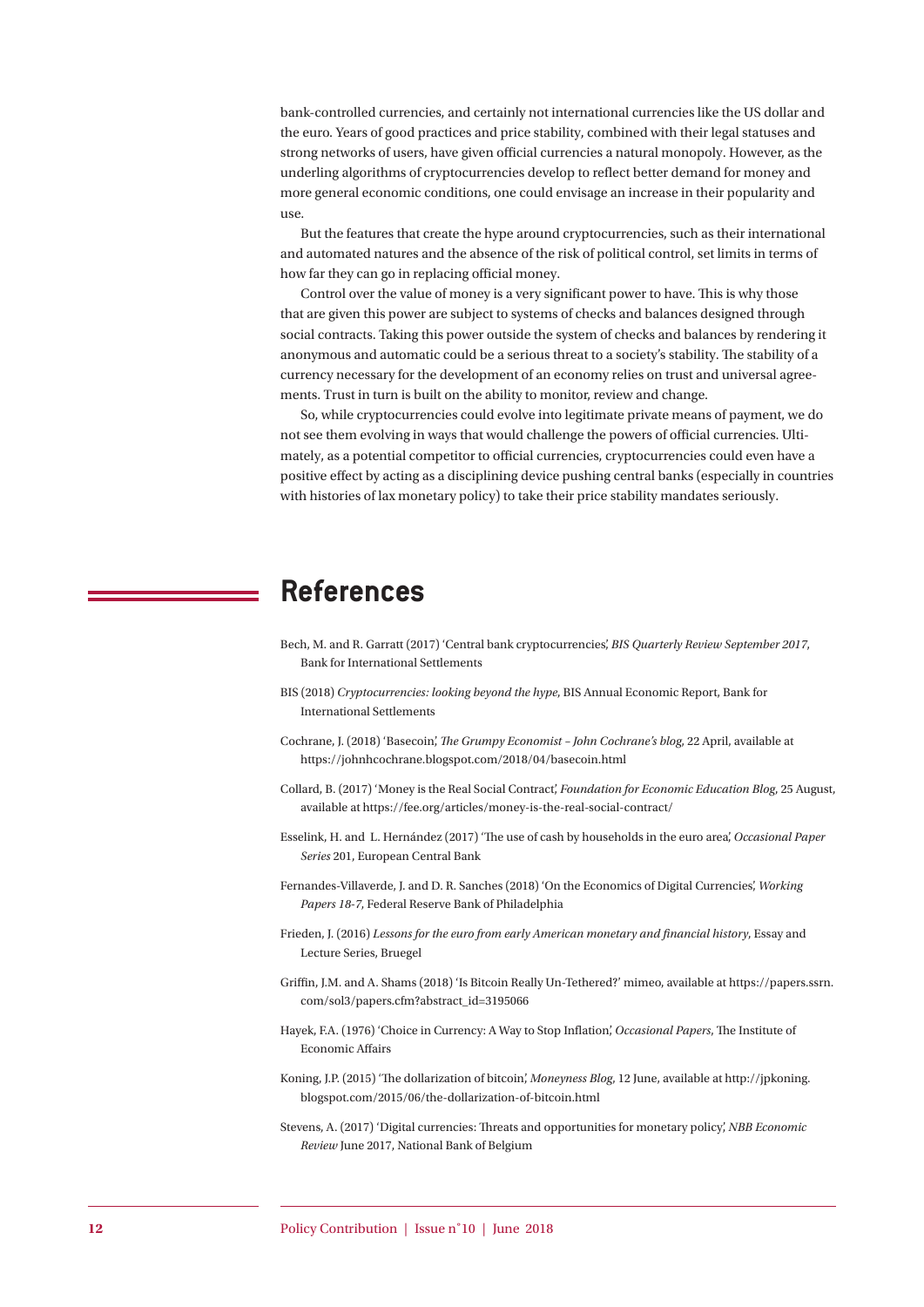bank-controlled currencies, and certainly not international currencies like the US dollar and the euro. Years of good practices and price stability, combined with their legal statuses and strong networks of users, have given official currencies a natural monopoly. However, as the underling algorithms of cryptocurrencies develop to reflect better demand for money and more general economic conditions, one could envisage an increase in their popularity and use.

But the features that create the hype around cryptocurrencies, such as their international and automated natures and the absence of the risk of political control, set limits in terms of how far they can go in replacing official money.

Control over the value of money is a very significant power to have. This is why those that are given this power are subject to systems of checks and balances designed through social contracts. Taking this power outside the system of checks and balances by rendering it anonymous and automatic could be a serious threat to a society's stability. The stability of a currency necessary for the development of an economy relies on trust and universal agreements. Trust in turn is built on the ability to monitor, review and change.

So, while cryptocurrencies could evolve into legitimate private means of payment, we do not see them evolving in ways that would challenge the powers of official currencies. Ultimately, as a potential competitor to official currencies, cryptocurrencies could even have a positive effect by acting as a disciplining device pushing central banks (especially in countries with histories of lax monetary policy) to take their price stability mandates seriously.

## References

Bech, M. and R. Garratt (2017) 'Central bank cryptocurrencies', *BIS Quarterly Review September 2017*, Bank for International Settlements

BIS (2018) *Cryptocurrencies: looking beyond the hype*, BIS Annual Economic Report, Bank for International Settlements

Cochrane, J. (2018) 'Basecoin', *The Grumpy Economist – John Cochrane's blog*, 22 April, available at https://johnhcochrane.blogspot.com/2018/04/basecoin.html

Collard, B. (2017) 'Money is the Real Social Contract', *Foundation for Economic Education Blog*, 25 August, available at https://fee.org/articles/money-is-the-real-social-contract/

Esselink, H. and L. Hernández (2017) 'The use of cash by households in the euro area', *Occasional Paper Series* 201, European Central Bank

Fernandes-Villaverde, J. and D. R. Sanches (2018) 'On the Economics of Digital Currencies', *Working Papers 18-7*, Federal Reserve Bank of Philadelphia

Frieden, J. (2016) *Lessons for the euro from early American monetary and financial history*, Essay and Lecture Series, Bruegel

Griffin, J.M. and A. Shams (2018) 'Is Bitcoin Really Un-Tethered?' mimeo, available at https://papers.ssrn.com/sol3/papers.cfm?abstract_id=3195066

Hayek, F.A. (1976) 'Choice in Currency: A Way to Stop Inflation', *Occasional Papers*, The Institute of Economic Affairs

Koning, J.P. (2015) 'The dollarization of bitcoin', *Moneyness Blog*, 12 June, available at http://jpkoning.blogspot.com/2015/06/the-dollarization-of-bitcoin.html

Stevens, A. (2017) 'Digital currencies: Threats and opportunities for monetary policy', *NBB Economic Review* June 2017, National Bank of Belgium